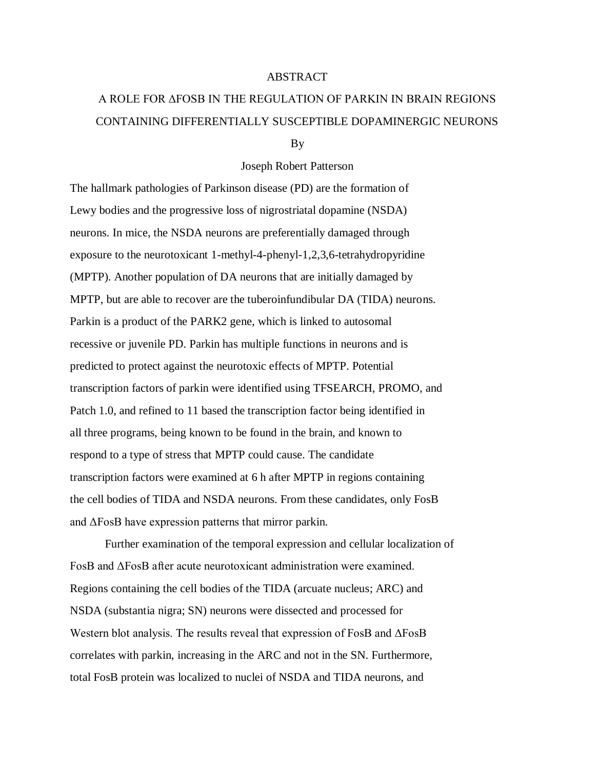# ABSTRACT

## A ROLE FOR ΔFOSB IN THE REGULATION OF PARKIN IN BRAIN REGIONS CONTAINING DIFFERENTIALLY SUSCEPTIBLE DOPAMINERGIC NEURONS

By

Joseph Robert Patterson

The hallmark pathologies of Parkinson disease (PD) are the formation of Lewy bodies and the progressive loss of nigrostriatal dopamine (NSDA) neurons. In mice, the NSDA neurons are preferentially damaged through exposure to the neurotoxicant 1-methyl-4-phenyl-1,2,3,6-tetrahydropyridine (MPTP). Another population of DA neurons that are initially damaged by MPTP, but are able to recover are the tuberoinfundibular DA (TIDA) neurons. Parkin is a product of the PARK2 gene, which is linked to autosomal recessive or juvenile PD. Parkin has multiple functions in neurons and is predicted to protect against the neurotoxic effects of MPTP. Potential transcription factors of parkin were identified using TFSEARCH, PROMO, and Patch 1.0, and refined to 11 based the transcription factor being identified in all three programs, being known to be found in the brain, and known to respond to a type of stress that MPTP could cause. The candidate transcription factors were examined at 6 h after MPTP in regions containing the cell bodies of TIDA and NSDA neurons. From these candidates, only FosB and ΔFosB have expression patterns that mirror parkin.

Further examination of the temporal expression and cellular localization of FosB and ΔFosB after acute neurotoxicant administration were examined. Regions containing the cell bodies of the TIDA (arcuate nucleus; ARC) and NSDA (substantia nigra; SN) neurons were dissected and processed for Western blot analysis. The results reveal that expression of FosB and ΔFosB correlates with parkin, increasing in the ARC and not in the SN. Furthermore, total FosB protein was localized to nuclei of NSDA and TIDA neurons, and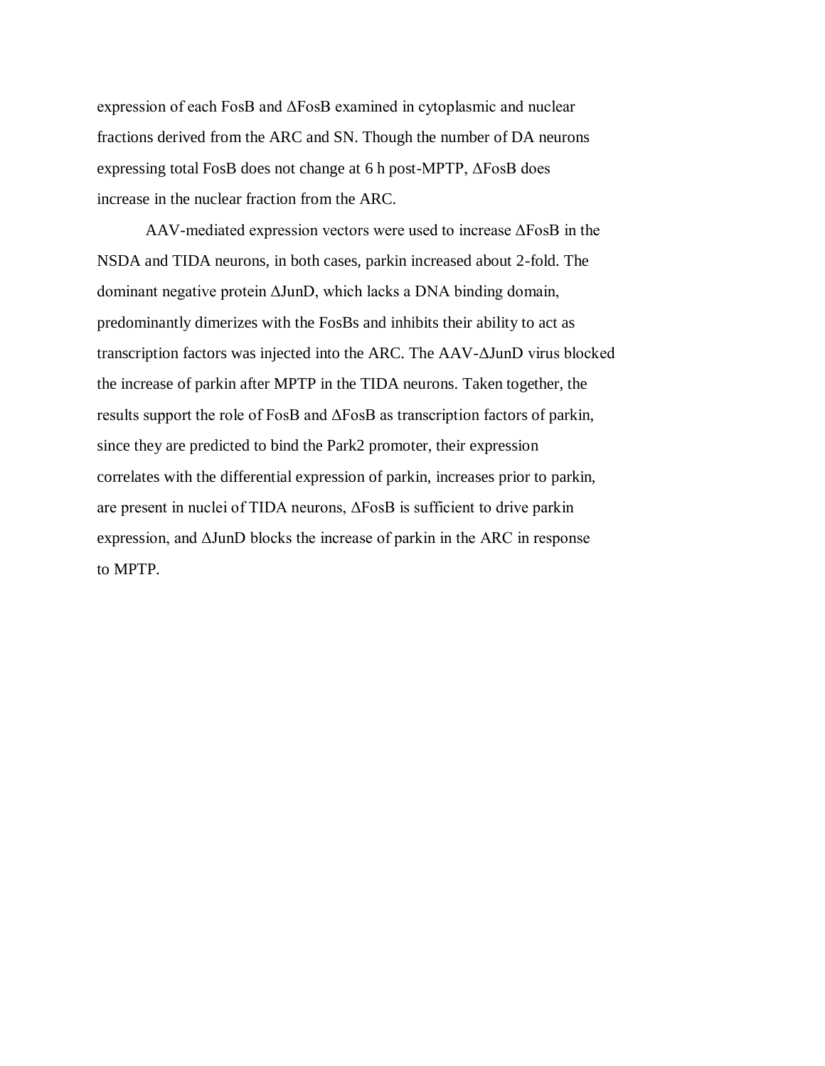expression of each FosB and ΔFosB examined in cytoplasmic and nuclear fractions derived from the ARC and SN. Though the number of DA neurons expressing total FosB does not change at 6 h post-MPTP, ΔFosB does increase in the nuclear fraction from the ARC.

AAV-mediated expression vectors were used to increase ΔFosB in the NSDA and TIDA neurons, in both cases, parkin increased about 2-fold. The dominant negative protein ΔJunD, which lacks a DNA binding domain, predominantly dimerizes with the FosBs and inhibits their ability to act as transcription factors was injected into the ARC. The AAV-ΔJunD virus blocked the increase of parkin after MPTP in the TIDA neurons. Taken together, the results support the role of FosB and ΔFosB as transcription factors of parkin, since they are predicted to bind the Park2 promoter, their expression correlates with the differential expression of parkin, increases prior to parkin, are present in nuclei of TIDA neurons, ΔFosB is sufficient to drive parkin expression, and ΔJunD blocks the increase of parkin in the ARC in response to MPTP.